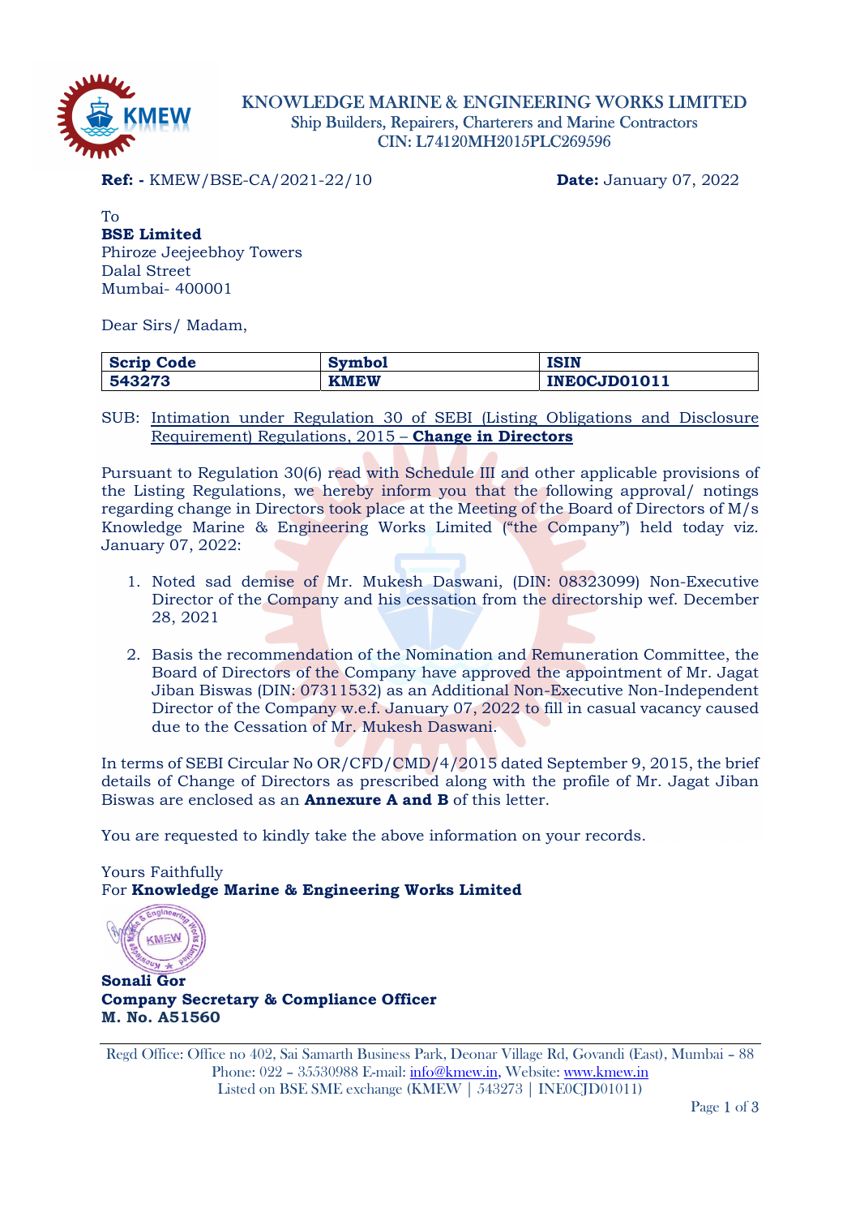# KNOWLEDGE MARINE & ENGINEERING WORKS LIMITED

Ship Builders, Repairers, Charterers and Marine Contractors
CIN: L74120MH2015PLC269596

**Ref: -** KMEW/BSE-CA/2021-22/10 **Date:** January 07, 2022

To
**BSE Limited**
Phiroze Jeejeebhoy Towers
Dalal Street
Mumbai- 400001

Dear Sirs/ Madam,

| Scrip Code | Symbol | ISIN |
|---|---|---|
| 543273 | KMEW | INE0CJD01011 |

SUB: Intimation under Regulation 30 of SEBI (Listing Obligations and Disclosure Requirement) Regulations, 2015 – **Change in Directors**

Pursuant to Regulation 30(6) read with Schedule III and other applicable provisions of the Listing Regulations, we hereby inform you that the following approval/ notings regarding change in Directors took place at the Meeting of the Board of Directors of M/s Knowledge Marine & Engineering Works Limited ("the Company") held today viz. January 07, 2022:

1. Noted sad demise of Mr. Mukesh Daswani, (DIN: 08323099) Non-Executive Director of the Company and his cessation from the directorship wef. December 28, 2021

2. Basis the recommendation of the Nomination and Remuneration Committee, the Board of Directors of the Company have approved the appointment of Mr. Jagat Jiban Biswas (DIN: 07311532) as an Additional Non-Executive Non-Independent Director of the Company w.e.f. January 07, 2022 to fill in casual vacancy caused due to the Cessation of Mr. Mukesh Daswani.

In terms of SEBI Circular No OR/CFD/CMD/4/2015 dated September 9, 2015, the brief details of Change of Directors as prescribed along with the profile of Mr. Jagat Jiban Biswas are enclosed as an **Annexure A and B** of this letter.

You are requested to kindly take the above information on your records.

Yours Faithfully
For **Knowledge Marine & Engineering Works Limited**

**Sonali Gor**
**Company Secretary & Compliance Officer**
**M. No. A51560**

Regd Office: Office no 402, Sai Samarth Business Park, Deonar Village Rd, Govandi (East), Mumbai – 88
Phone: 022 – 35530988 E-mail: info@kmew.in, Website: www.kmew.in
Listed on BSE SME exchange (KMEW | 543273 | INE0CJD01011)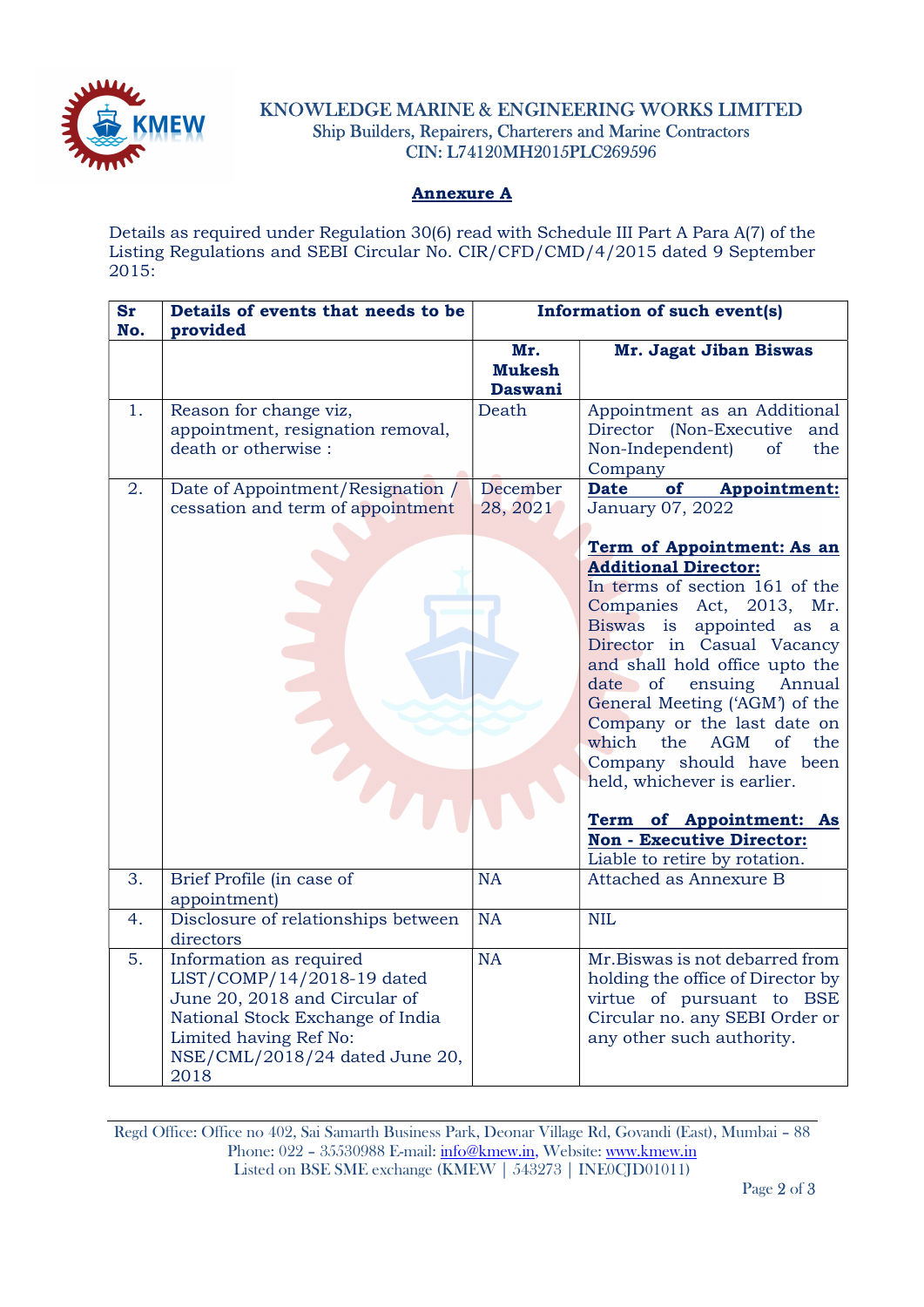KNOWLEDGE MARINE & ENGINEERING WORKS LIMITED
Ship Builders, Repairers, Charterers and Marine Contractors
CIN: L74120MH2015PLC269596

## Annexure A

Details as required under Regulation 30(6) read with Schedule III Part A Para A(7) of the Listing Regulations and SEBI Circular No. CIR/CFD/CMD/4/2015 dated 9 September 2015:

| Sr No. | Details of events that needs to be provided | Information of such event(s) | |
|---|---|---|---|
| | | **Mr. Mukesh Daswani** | **Mr. Jagat Jiban Biswas** |
| 1. | Reason for change viz, appointment, resignation removal, death or otherwise : | Death | Appointment as an Additional Director (Non-Executive and Non-Independent) of the Company |
| 2. | Date of Appointment/Resignation / cessation and term of appointment | December 28, 2021 | **Date of Appointment:** January 07, 2022<br><br>**Term of Appointment: As an Additional Director:**<br>In terms of section 161 of the Companies Act, 2013, Mr. Biswas is appointed as a Director in Casual Vacancy and shall hold office upto the date of ensuing Annual General Meeting ('AGM') of the Company or the last date on which the AGM of the Company should have been held, whichever is earlier.<br><br>**Term of Appointment: As Non - Executive Director:**<br>Liable to retire by rotation. |
| 3. | Brief Profile (in case of appointment) | NA | Attached as Annexure B |
| 4. | Disclosure of relationships between directors | NA | NIL |
| 5. | Information as required LIST/COMP/14/2018-19 dated June 20, 2018 and Circular of National Stock Exchange of India Limited having Ref No: NSE/CML/2018/24 dated June 20, 2018 | NA | Mr.Biswas is not debarred from holding the office of Director by virtue of pursuant to BSE Circular no. any SEBI Order or any other such authority. |

Regd Office: Office no 402, Sai Samarth Business Park, Deonar Village Rd, Govandi (East), Mumbai – 88
Phone: 022 – 35530988 E-mail: info@kmew.in, Website: www.kmew.in
Listed on BSE SME exchange (KMEW | 543273 | INE0CJD01011)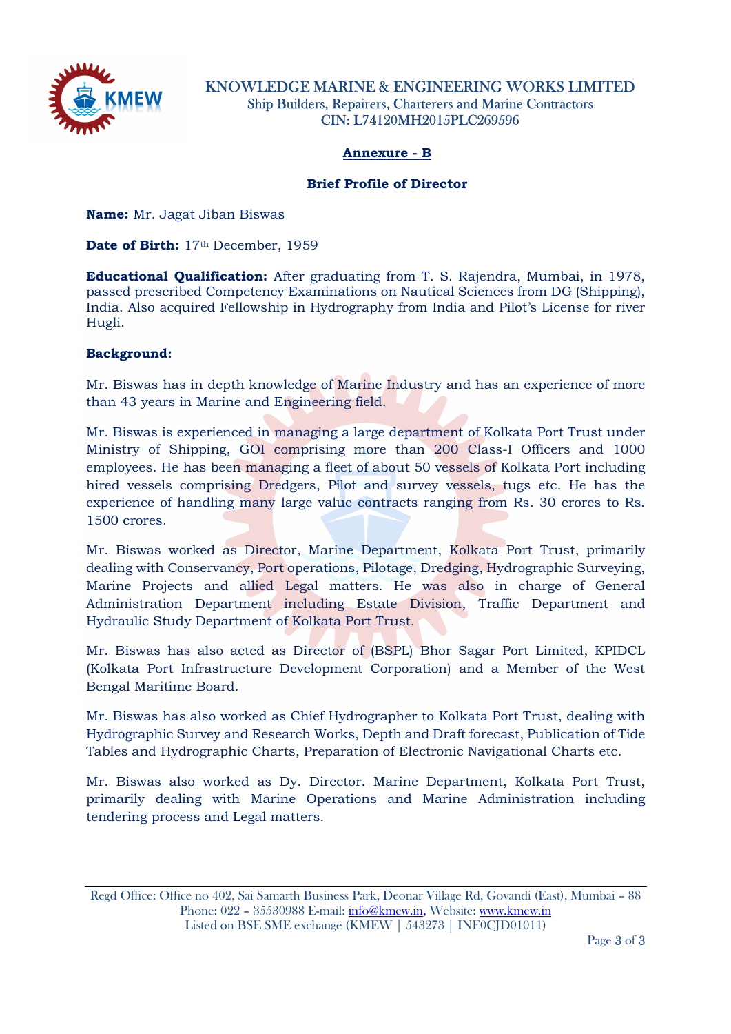# KNOWLEDGE MARINE & ENGINEERING WORKS LIMITED

Ship Builders, Repairers, Charterers and Marine Contractors
CIN: L74120MH2015PLC269596

## Annexure - B

### Brief Profile of Director

**Name:** Mr. Jagat Jiban Biswas

**Date of Birth:** 17th December, 1959

**Educational Qualification:** After graduating from T. S. Rajendra, Mumbai, in 1978, passed prescribed Competency Examinations on Nautical Sciences from DG (Shipping), India. Also acquired Fellowship in Hydrography from India and Pilot's License for river Hugli.

**Background:**

Mr. Biswas has in depth knowledge of Marine Industry and has an experience of more than 43 years in Marine and Engineering field.

Mr. Biswas is experienced in managing a large department of Kolkata Port Trust under Ministry of Shipping, GOI comprising more than 200 Class-I Officers and 1000 employees. He has been managing a fleet of about 50 vessels of Kolkata Port including hired vessels comprising Dredgers, Pilot and survey vessels, tugs etc. He has the experience of handling many large value contracts ranging from Rs. 30 crores to Rs. 1500 crores.

Mr. Biswas worked as Director, Marine Department, Kolkata Port Trust, primarily dealing with Conservancy, Port operations, Pilotage, Dredging, Hydrographic Surveying, Marine Projects and allied Legal matters. He was also in charge of General Administration Department including Estate Division, Traffic Department and Hydraulic Study Department of Kolkata Port Trust.

Mr. Biswas has also acted as Director of (BSPL) Bhor Sagar Port Limited, KPIDCL (Kolkata Port Infrastructure Development Corporation) and a Member of the West Bengal Maritime Board.

Mr. Biswas has also worked as Chief Hydrographer to Kolkata Port Trust, dealing with Hydrographic Survey and Research Works, Depth and Draft forecast, Publication of Tide Tables and Hydrographic Charts, Preparation of Electronic Navigational Charts etc.

Mr. Biswas also worked as Dy. Director. Marine Department, Kolkata Port Trust, primarily dealing with Marine Operations and Marine Administration including tendering process and Legal matters.

Regd Office: Office no 402, Sai Samarth Business Park, Deonar Village Rd, Govandi (East), Mumbai – 88
Phone: 022 – 35530988 E-mail: info@kmew.in, Website: www.kmew.in
Listed on BSE SME exchange (KMEW | 543273 | INE0CJD01011)